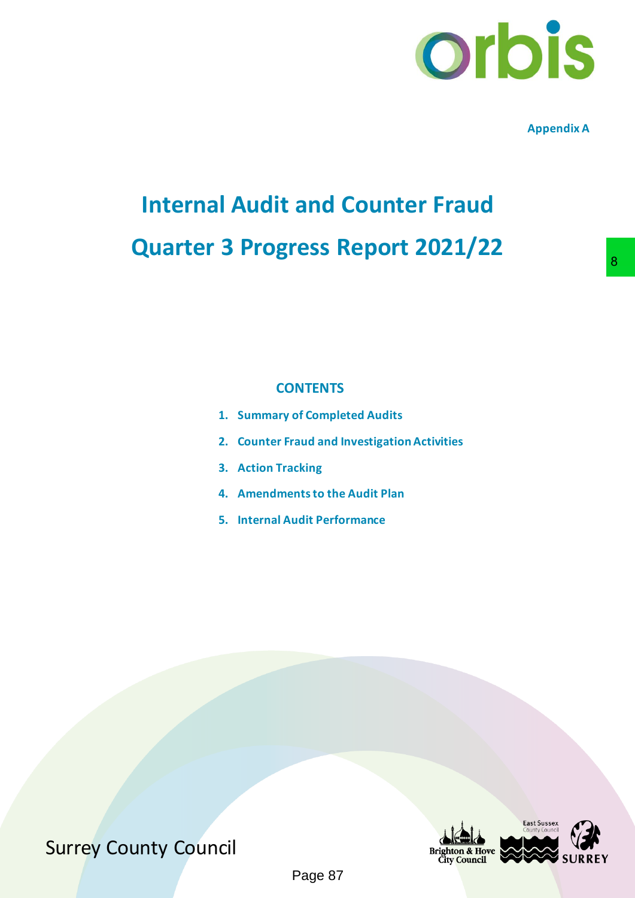Appendix A

# Internal Audit and Counter Fraud
# Quarter 3 Progress Report 2021/22

## CONTENTS

1. Summary of Completed Audits
2. Counter Fraud and Investigation Activities
3. Action Tracking
4. Amendments to the Audit Plan
5. Internal Audit Performance

Surrey County Council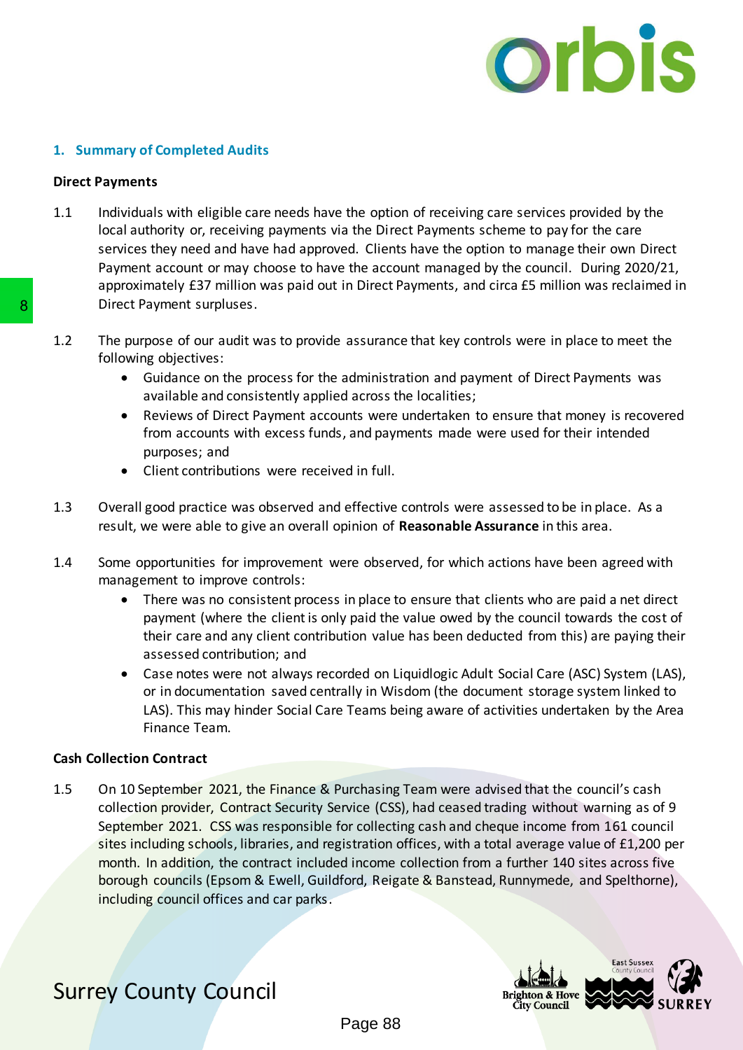## 1. Summary of Completed Audits

### Direct Payments

1.1 Individuals with eligible care needs have the option of receiving care services provided by the local authority or, receiving payments via the Direct Payments scheme to pay for the care services they need and have had approved. Clients have the option to manage their own Direct Payment account or may choose to have the account managed by the council. During 2020/21, approximately £37 million was paid out in Direct Payments, and circa £5 million was reclaimed in Direct Payment surpluses.

1.2 The purpose of our audit was to provide assurance that key controls were in place to meet the following objectives:

- Guidance on the process for the administration and payment of Direct Payments was available and consistently applied across the localities;
- Reviews of Direct Payment accounts were undertaken to ensure that money is recovered from accounts with excess funds, and payments made were used for their intended purposes; and
- Client contributions were received in full.

1.3 Overall good practice was observed and effective controls were assessed to be in place. As a result, we were able to give an overall opinion of **Reasonable Assurance** in this area.

1.4 Some opportunities for improvement were observed, for which actions have been agreed with management to improve controls:

- There was no consistent process in place to ensure that clients who are paid a net direct payment (where the client is only paid the value owed by the council towards the cost of their care and any client contribution value has been deducted from this) are paying their assessed contribution; and
- Case notes were not always recorded on Liquidlogic Adult Social Care (ASC) System (LAS), or in documentation saved centrally in Wisdom (the document storage system linked to LAS). This may hinder Social Care Teams being aware of activities undertaken by the Area Finance Team.

### Cash Collection Contract

1.5 On 10 September 2021, the Finance & Purchasing Team were advised that the council's cash collection provider, Contract Security Service (CSS), had ceased trading without warning as of 9 September 2021. CSS was responsible for collecting cash and cheque income from 161 council sites including schools, libraries, and registration offices, with a total average value of £1,200 per month. In addition, the contract included income collection from a further 140 sites across five borough councils (Epsom & Ewell, Guildford, Reigate & Banstead, Runnymede, and Spelthorne), including council offices and car parks.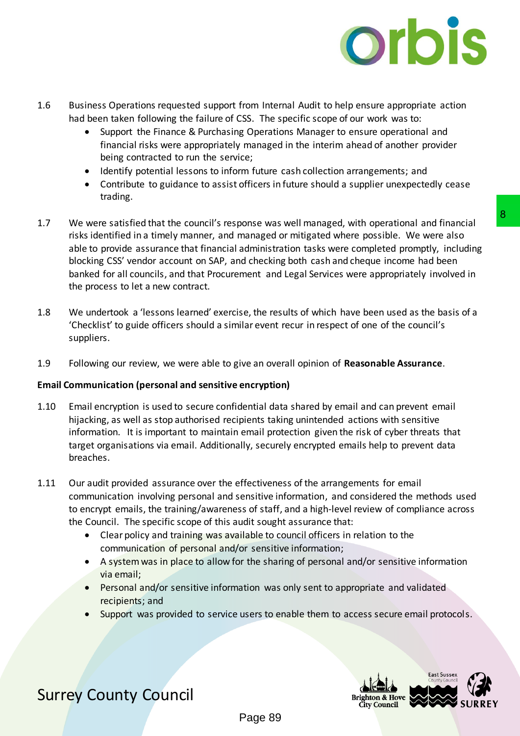1.6 Business Operations requested support from Internal Audit to help ensure appropriate action had been taken following the failure of CSS. The specific scope of our work was to:

- Support the Finance & Purchasing Operations Manager to ensure operational and financial risks were appropriately managed in the interim ahead of another provider being contracted to run the service;
- Identify potential lessons to inform future cash collection arrangements; and
- Contribute to guidance to assist officers in future should a supplier unexpectedly cease trading.

1.7 We were satisfied that the council's response was well managed, with operational and financial risks identified in a timely manner, and managed or mitigated where possible. We were also able to provide assurance that financial administration tasks were completed promptly, including blocking CSS' vendor account on SAP, and checking both cash and cheque income had been banked for all councils, and that Procurement and Legal Services were appropriately involved in the process to let a new contract.

1.8 We undertook a 'lessons learned' exercise, the results of which have been used as the basis of a 'Checklist' to guide officers should a similar event recur in respect of one of the council's suppliers.

1.9 Following our review, we were able to give an overall opinion of **Reasonable Assurance**.

**Email Communication (personal and sensitive encryption)**

1.10 Email encryption is used to secure confidential data shared by email and can prevent email hijacking, as well as stop authorised recipients taking unintended actions with sensitive information. It is important to maintain email protection given the risk of cyber threats that target organisations via email. Additionally, securely encrypted emails help to prevent data breaches.

1.11 Our audit provided assurance over the effectiveness of the arrangements for email communication involving personal and sensitive information, and considered the methods used to encrypt emails, the training/awareness of staff, and a high-level review of compliance across the Council. The specific scope of this audit sought assurance that:

- Clear policy and training was available to council officers in relation to the communication of personal and/or sensitive information;
- A system was in place to allow for the sharing of personal and/or sensitive information via email;
- Personal and/or sensitive information was only sent to appropriate and validated recipients; and
- Support was provided to service users to enable them to access secure email protocols.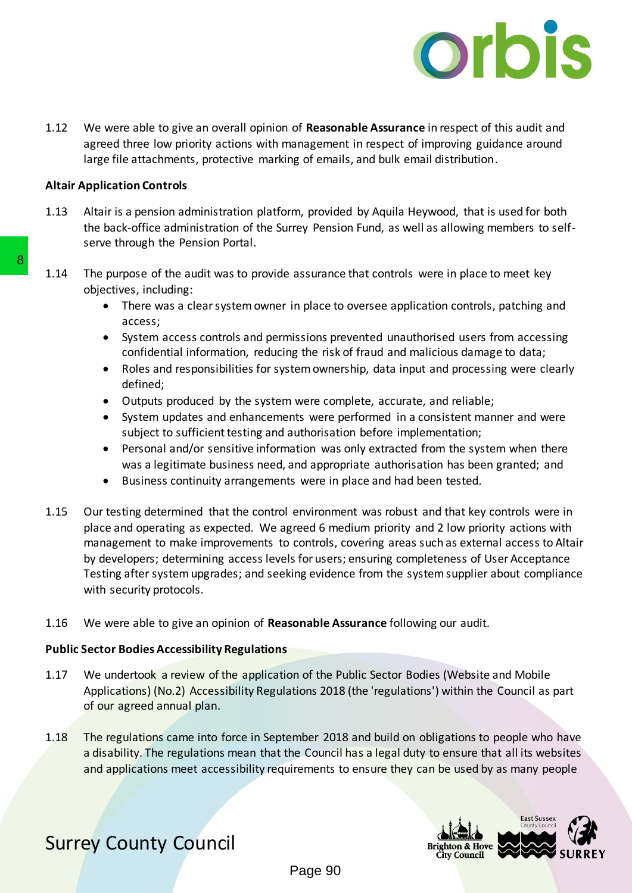1.12 We were able to give an overall opinion of **Reasonable Assurance** in respect of this audit and agreed three low priority actions with management in respect of improving guidance around large file attachments, protective marking of emails, and bulk email distribution.

**Altair Application Controls**

1.13 Altair is a pension administration platform, provided by Aquila Heywood, that is used for both the back-office administration of the Surrey Pension Fund, as well as allowing members to self-serve through the Pension Portal.

1.14 The purpose of the audit was to provide assurance that controls were in place to meet key objectives, including:

- There was a clear system owner in place to oversee application controls, patching and access;
- System access controls and permissions prevented unauthorised users from accessing confidential information, reducing the risk of fraud and malicious damage to data;
- Roles and responsibilities for system ownership, data input and processing were clearly defined;
- Outputs produced by the system were complete, accurate, and reliable;
- System updates and enhancements were performed in a consistent manner and were subject to sufficient testing and authorisation before implementation;
- Personal and/or sensitive information was only extracted from the system when there was a legitimate business need, and appropriate authorisation has been granted; and
- Business continuity arrangements were in place and had been tested.

1.15 Our testing determined that the control environment was robust and that key controls were in place and operating as expected. We agreed 6 medium priority and 2 low priority actions with management to make improvements to controls, covering areas such as external access to Altair by developers; determining access levels for users; ensuring completeness of User Acceptance Testing after system upgrades; and seeking evidence from the system supplier about compliance with security protocols.

1.16 We were able to give an opinion of **Reasonable Assurance** following our audit.

**Public Sector Bodies Accessibility Regulations**

1.17 We undertook a review of the application of the Public Sector Bodies (Website and Mobile Applications) (No.2) Accessibility Regulations 2018 (the 'regulations') within the Council as part of our agreed annual plan.

1.18 The regulations came into force in September 2018 and build on obligations to people who have a disability. The regulations mean that the Council has a legal duty to ensure that all its websites and applications meet accessibility requirements to ensure they can be used by as many people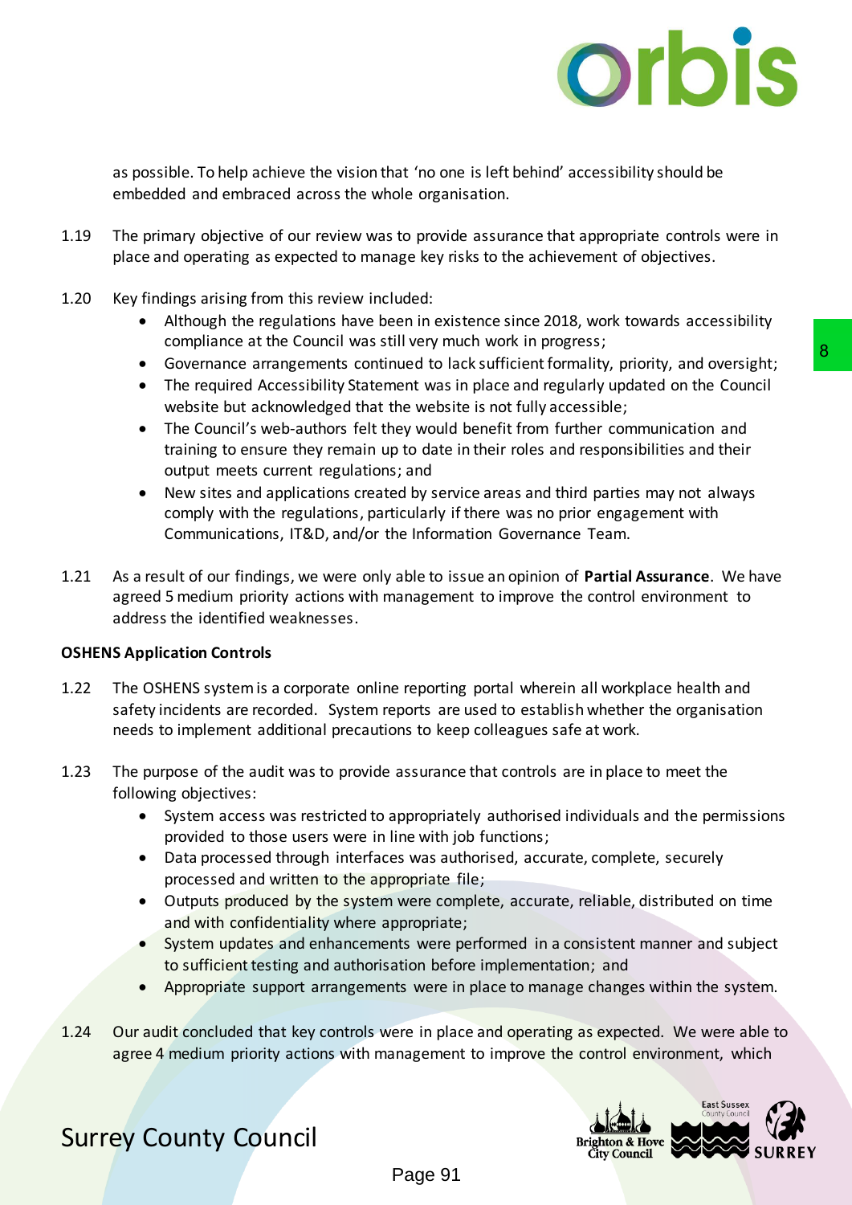as possible. To help achieve the vision that 'no one is left behind' accessibility should be embedded and embraced across the whole organisation.

1.19 The primary objective of our review was to provide assurance that appropriate controls were in place and operating as expected to manage key risks to the achievement of objectives.

1.20 Key findings arising from this review included:

- Although the regulations have been in existence since 2018, work towards accessibility compliance at the Council was still very much work in progress;
- Governance arrangements continued to lack sufficient formality, priority, and oversight;
- The required Accessibility Statement was in place and regularly updated on the Council website but acknowledged that the website is not fully accessible;
- The Council's web-authors felt they would benefit from further communication and training to ensure they remain up to date in their roles and responsibilities and their output meets current regulations; and
- New sites and applications created by service areas and third parties may not always comply with the regulations, particularly if there was no prior engagement with Communications, IT&D, and/or the Information Governance Team.

1.21 As a result of our findings, we were only able to issue an opinion of **Partial Assurance**. We have agreed 5 medium priority actions with management to improve the control environment to address the identified weaknesses.

**OSHENS Application Controls**

1.22 The OSHENS system is a corporate online reporting portal wherein all workplace health and safety incidents are recorded. System reports are used to establish whether the organisation needs to implement additional precautions to keep colleagues safe at work.

1.23 The purpose of the audit was to provide assurance that controls are in place to meet the following objectives:

- System access was restricted to appropriately authorised individuals and the permissions provided to those users were in line with job functions;
- Data processed through interfaces was authorised, accurate, complete, securely processed and written to the appropriate file;
- Outputs produced by the system were complete, accurate, reliable, distributed on time and with confidentiality where appropriate;
- System updates and enhancements were performed in a consistent manner and subject to sufficient testing and authorisation before implementation; and
- Appropriate support arrangements were in place to manage changes within the system.

1.24 Our audit concluded that key controls were in place and operating as expected. We were able to agree 4 medium priority actions with management to improve the control environment, which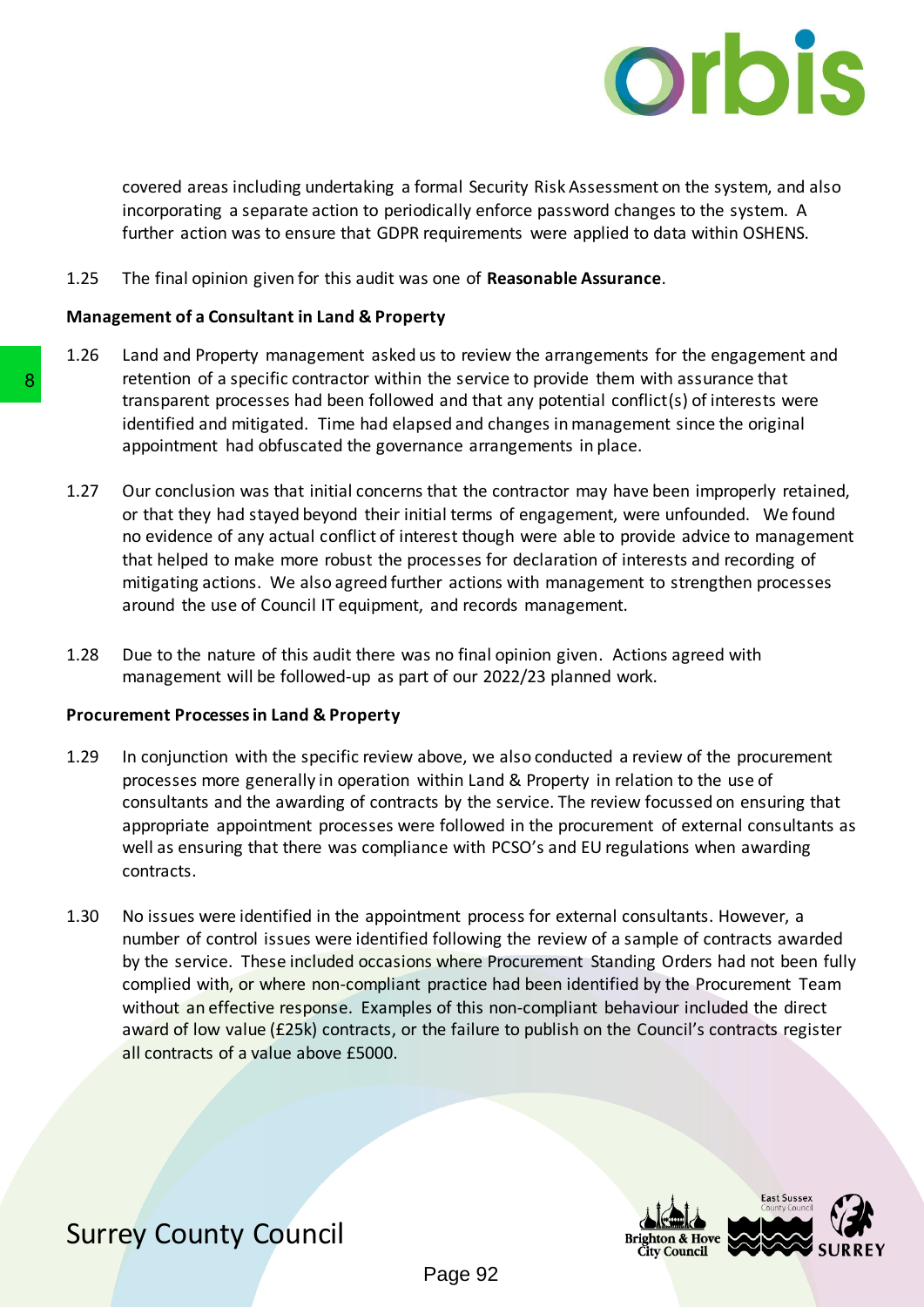covered areas including undertaking a formal Security Risk Assessment on the system, and also incorporating a separate action to periodically enforce password changes to the system. A further action was to ensure that GDPR requirements were applied to data within OSHENS.

1.25 The final opinion given for this audit was one of **Reasonable Assurance**.

**Management of a Consultant in Land & Property**

1.26 Land and Property management asked us to review the arrangements for the engagement and retention of a specific contractor within the service to provide them with assurance that transparent processes had been followed and that any potential conflict(s) of interests were identified and mitigated. Time had elapsed and changes in management since the original appointment had obfuscated the governance arrangements in place.

1.27 Our conclusion was that initial concerns that the contractor may have been improperly retained, or that they had stayed beyond their initial terms of engagement, were unfounded. We found no evidence of any actual conflict of interest though were able to provide advice to management that helped to make more robust the processes for declaration of interests and recording of mitigating actions. We also agreed further actions with management to strengthen processes around the use of Council IT equipment, and records management.

1.28 Due to the nature of this audit there was no final opinion given. Actions agreed with management will be followed-up as part of our 2022/23 planned work.

**Procurement Processes in Land & Property**

1.29 In conjunction with the specific review above, we also conducted a review of the procurement processes more generally in operation within Land & Property in relation to the use of consultants and the awarding of contracts by the service. The review focussed on ensuring that appropriate appointment processes were followed in the procurement of external consultants as well as ensuring that there was compliance with PCSO's and EU regulations when awarding contracts.

1.30 No issues were identified in the appointment process for external consultants. However, a number of control issues were identified following the review of a sample of contracts awarded by the service. These included occasions where Procurement Standing Orders had not been fully complied with, or where non-compliant practice had been identified by the Procurement Team without an effective response. Examples of this non-compliant behaviour included the direct award of low value (£25k) contracts, or the failure to publish on the Council's contracts register all contracts of a value above £5000.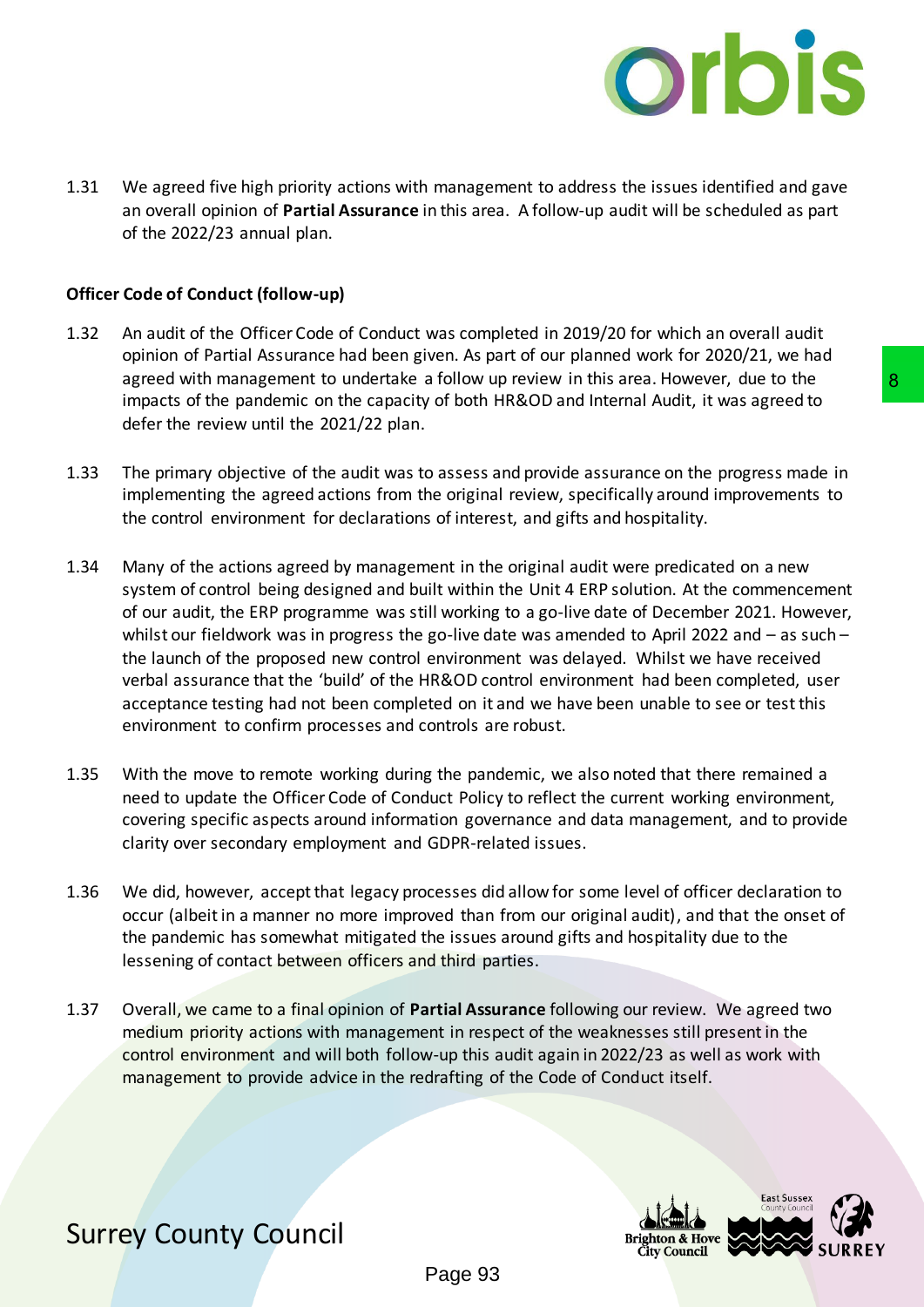1.31 We agreed five high priority actions with management to address the issues identified and gave an overall opinion of **Partial Assurance** in this area. A follow-up audit will be scheduled as part of the 2022/23 annual plan.

**Officer Code of Conduct (follow-up)**

1.32 An audit of the Officer Code of Conduct was completed in 2019/20 for which an overall audit opinion of Partial Assurance had been given. As part of our planned work for 2020/21, we had agreed with management to undertake a follow up review in this area. However, due to the impacts of the pandemic on the capacity of both HR&OD and Internal Audit, it was agreed to defer the review until the 2021/22 plan.

1.33 The primary objective of the audit was to assess and provide assurance on the progress made in implementing the agreed actions from the original review, specifically around improvements to the control environment for declarations of interest, and gifts and hospitality.

1.34 Many of the actions agreed by management in the original audit were predicated on a new system of control being designed and built within the Unit 4 ERP solution. At the commencement of our audit, the ERP programme was still working to a go-live date of December 2021. However, whilst our fieldwork was in progress the go-live date was amended to April 2022 and – as such – the launch of the proposed new control environment was delayed. Whilst we have received verbal assurance that the 'build' of the HR&OD control environment had been completed, user acceptance testing had not been completed on it and we have been unable to see or test this environment to confirm processes and controls are robust.

1.35 With the move to remote working during the pandemic, we also noted that there remained a need to update the Officer Code of Conduct Policy to reflect the current working environment, covering specific aspects around information governance and data management, and to provide clarity over secondary employment and GDPR-related issues.

1.36 We did, however, accept that legacy processes did allow for some level of officer declaration to occur (albeit in a manner no more improved than from our original audit), and that the onset of the pandemic has somewhat mitigated the issues around gifts and hospitality due to the lessening of contact between officers and third parties.

1.37 Overall, we came to a final opinion of **Partial Assurance** following our review. We agreed two medium priority actions with management in respect of the weaknesses still present in the control environment and will both follow-up this audit again in 2022/23 as well as work with management to provide advice in the redrafting of the Code of Conduct itself.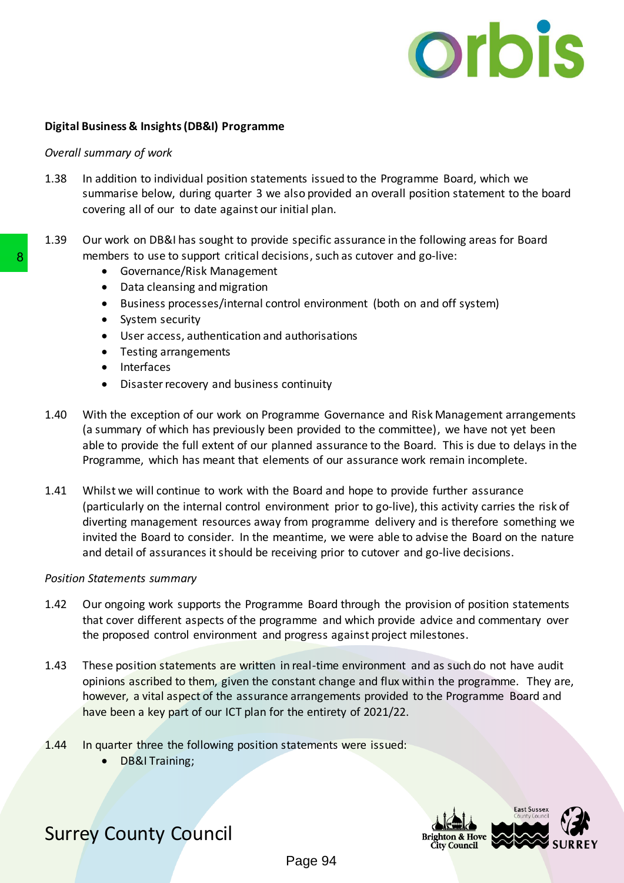**Digital Business & Insights (DB&I) Programme**

*Overall summary of work*

1.38 In addition to individual position statements issued to the Programme Board, which we summarise below, during quarter 3 we also provided an overall position statement to the board covering all of our to date against our initial plan.

1.39 Our work on DB&I has sought to provide specific assurance in the following areas for Board members to use to support critical decisions, such as cutover and go-live:

- Governance/Risk Management
- Data cleansing and migration
- Business processes/internal control environment (both on and off system)
- System security
- User access, authentication and authorisations
- Testing arrangements
- Interfaces
- Disaster recovery and business continuity

1.40 With the exception of our work on Programme Governance and Risk Management arrangements (a summary of which has previously been provided to the committee), we have not yet been able to provide the full extent of our planned assurance to the Board. This is due to delays in the Programme, which has meant that elements of our assurance work remain incomplete.

1.41 Whilst we will continue to work with the Board and hope to provide further assurance (particularly on the internal control environment prior to go-live), this activity carries the risk of diverting management resources away from programme delivery and is therefore something we invited the Board to consider. In the meantime, we were able to advise the Board on the nature and detail of assurances it should be receiving prior to cutover and go-live decisions.

*Position Statements summary*

1.42 Our ongoing work supports the Programme Board through the provision of position statements that cover different aspects of the programme and which provide advice and commentary over the proposed control environment and progress against project milestones.

1.43 These position statements are written in real-time environment and as such do not have audit opinions ascribed to them, given the constant change and flux within the programme. They are, however, a vital aspect of the assurance arrangements provided to the Programme Board and have been a key part of our ICT plan for the entirety of 2021/22.

1.44 In quarter three the following position statements were issued:

- DB&I Training;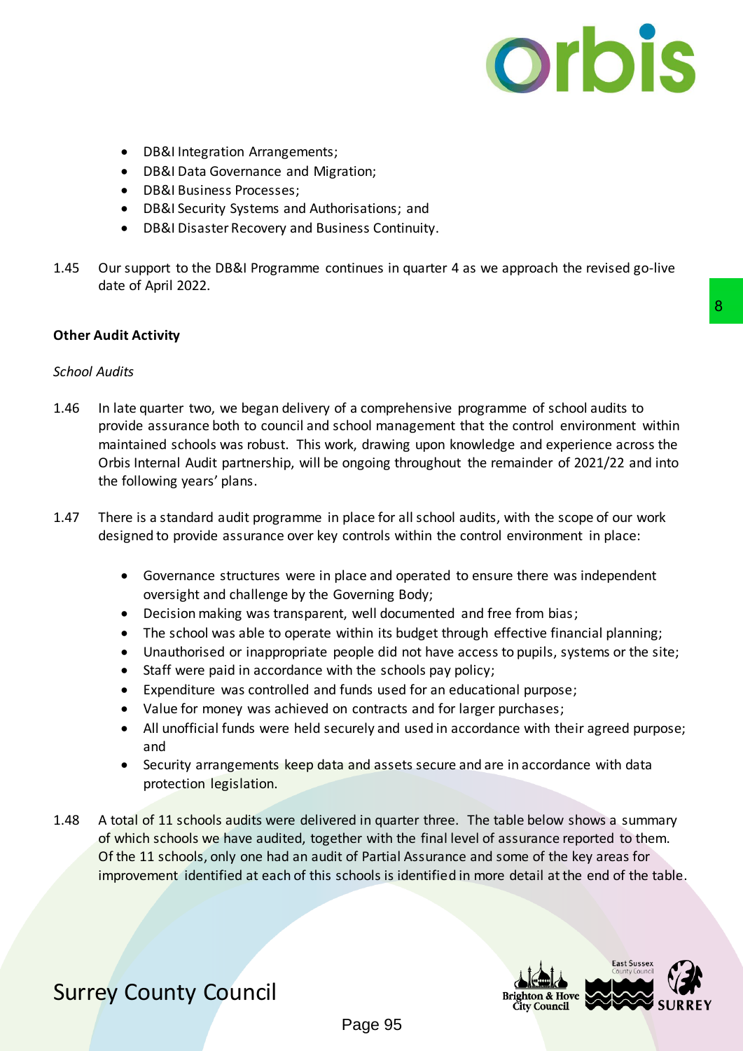- DB&I Integration Arrangements;
- DB&I Data Governance and Migration;
- DB&I Business Processes;
- DB&I Security Systems and Authorisations; and
- DB&I Disaster Recovery and Business Continuity.

1.45 Our support to the DB&I Programme continues in quarter 4 as we approach the revised go-live date of April 2022.

**Other Audit Activity**

*School Audits*

1.46 In late quarter two, we began delivery of a comprehensive programme of school audits to provide assurance both to council and school management that the control environment within maintained schools was robust. This work, drawing upon knowledge and experience across the Orbis Internal Audit partnership, will be ongoing throughout the remainder of 2021/22 and into the following years' plans.

1.47 There is a standard audit programme in place for all school audits, with the scope of our work designed to provide assurance over key controls within the control environment in place:

- Governance structures were in place and operated to ensure there was independent oversight and challenge by the Governing Body;
- Decision making was transparent, well documented and free from bias;
- The school was able to operate within its budget through effective financial planning;
- Unauthorised or inappropriate people did not have access to pupils, systems or the site;
- Staff were paid in accordance with the schools pay policy;
- Expenditure was controlled and funds used for an educational purpose;
- Value for money was achieved on contracts and for larger purchases;
- All unofficial funds were held securely and used in accordance with their agreed purpose; and
- Security arrangements keep data and assets secure and are in accordance with data protection legislation.

1.48 A total of 11 schools audits were delivered in quarter three. The table below shows a summary of which schools we have audited, together with the final level of assurance reported to them. Of the 11 schools, only one had an audit of Partial Assurance and some of the key areas for improvement identified at each of this schools is identified in more detail at the end of the table.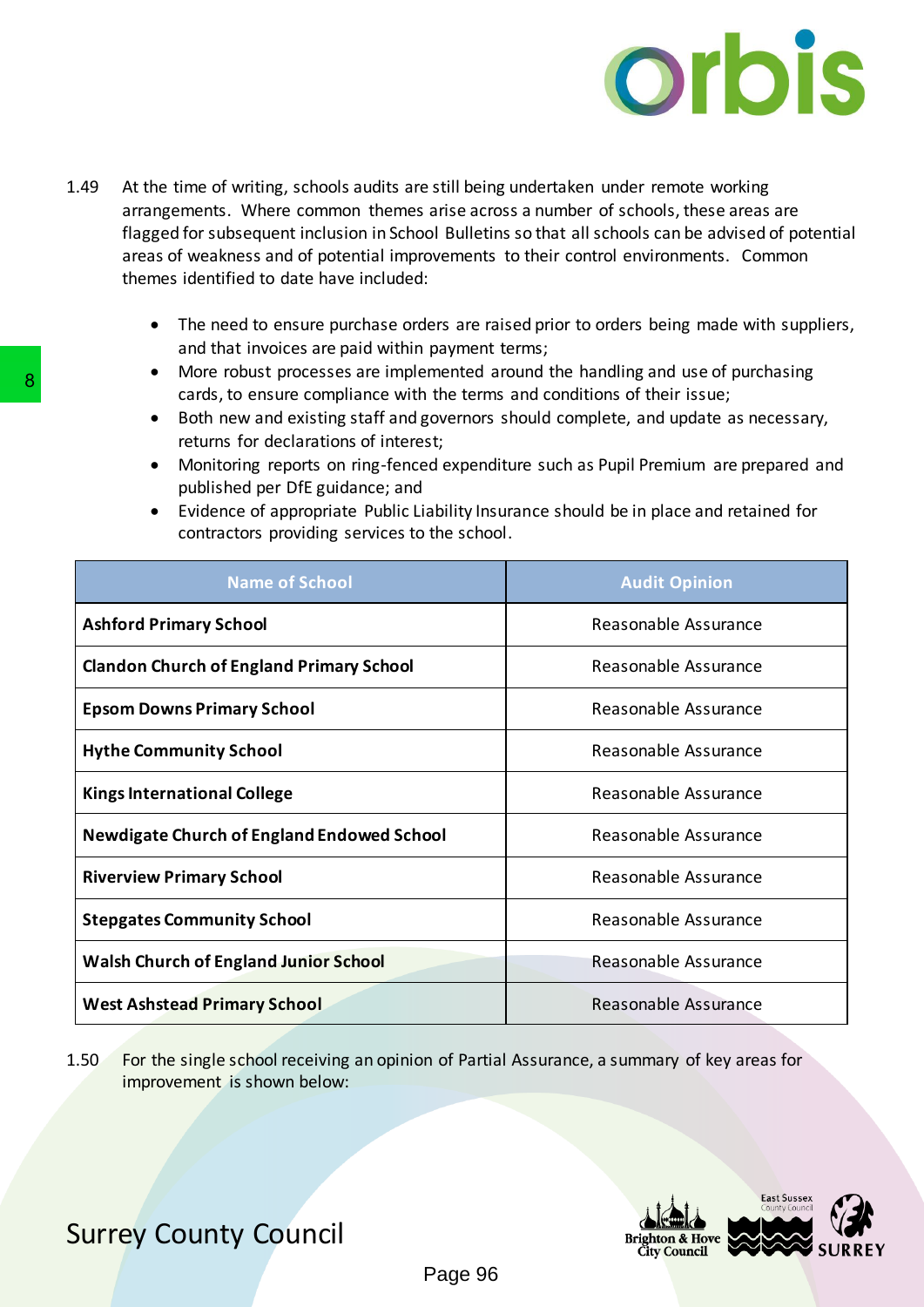1.49 At the time of writing, schools audits are still being undertaken under remote working arrangements. Where common themes arise across a number of schools, these areas are flagged for subsequent inclusion in School Bulletins so that all schools can be advised of potential areas of weakness and of potential improvements to their control environments. Common themes identified to date have included:

- The need to ensure purchase orders are raised prior to orders being made with suppliers, and that invoices are paid within payment terms;
- More robust processes are implemented around the handling and use of purchasing cards, to ensure compliance with the terms and conditions of their issue;
- Both new and existing staff and governors should complete, and update as necessary, returns for declarations of interest;
- Monitoring reports on ring-fenced expenditure such as Pupil Premium are prepared and published per DfE guidance; and
- Evidence of appropriate Public Liability Insurance should be in place and retained for contractors providing services to the school.

| Name of School | Audit Opinion |
|---|---|
| **Ashford Primary School** | Reasonable Assurance |
| **Clandon Church of England Primary School** | Reasonable Assurance |
| **Epsom Downs Primary School** | Reasonable Assurance |
| **Hythe Community School** | Reasonable Assurance |
| **Kings International College** | Reasonable Assurance |
| **Newdigate Church of England Endowed School** | Reasonable Assurance |
| **Riverview Primary School** | Reasonable Assurance |
| **Stepgates Community School** | Reasonable Assurance |
| **Walsh Church of England Junior School** | Reasonable Assurance |
| **West Ashstead Primary School** | Reasonable Assurance |

1.50 For the single school receiving an opinion of Partial Assurance, a summary of key areas for improvement is shown below: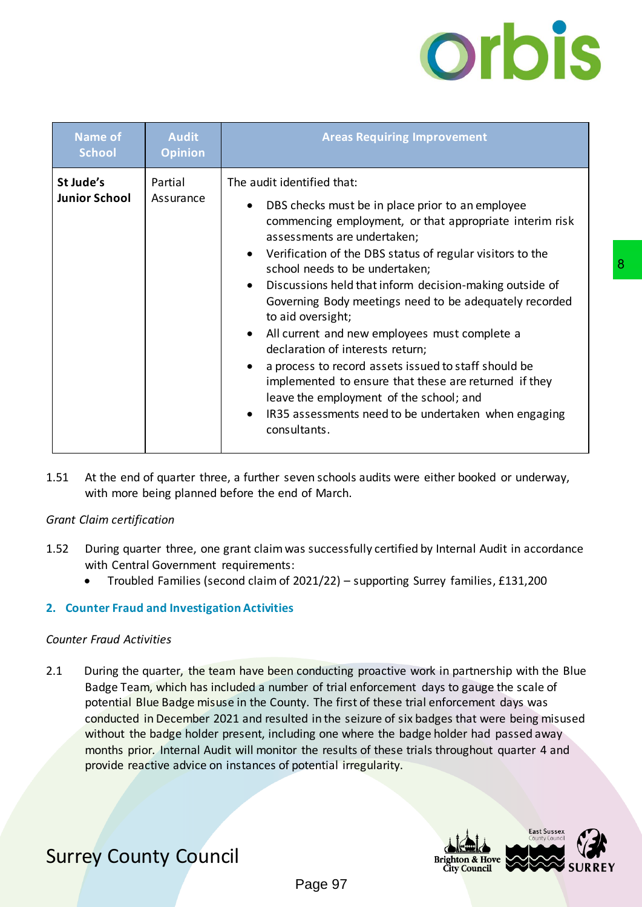| Name of School | Audit Opinion | Areas Requiring Improvement |
|---|---|---|
| **St Jude's Junior School** | Partial Assurance | The audit identified that:<br>• DBS checks must be in place prior to an employee commencing employment, or that appropriate interim risk assessments are undertaken;<br>• Verification of the DBS status of regular visitors to the school needs to be undertaken;<br>• Discussions held that inform decision-making outside of Governing Body meetings need to be adequately recorded to aid oversight;<br>• All current and new employees must complete a declaration of interests return;<br>• a process to record assets issued to staff should be implemented to ensure that these are returned if they leave the employment of the school; and<br>• IR35 assessments need to be undertaken when engaging consultants. |

1.51 At the end of quarter three, a further seven schools audits were either booked or underway, with more being planned before the end of March.

*Grant Claim certification*

1.52 During quarter three, one grant claim was successfully certified by Internal Audit in accordance with Central Government requirements:

- Troubled Families (second claim of 2021/22) – supporting Surrey families, £131,200

## 2. Counter Fraud and Investigation Activities

*Counter Fraud Activities*

2.1 During the quarter, the team have been conducting proactive work in partnership with the Blue Badge Team, which has included a number of trial enforcement days to gauge the scale of potential Blue Badge misuse in the County. The first of these trial enforcement days was conducted in December 2021 and resulted in the seizure of six badges that were being misused without the badge holder present, including one where the badge holder had passed away months prior. Internal Audit will monitor the results of these trials throughout quarter 4 and provide reactive advice on instances of potential irregularity.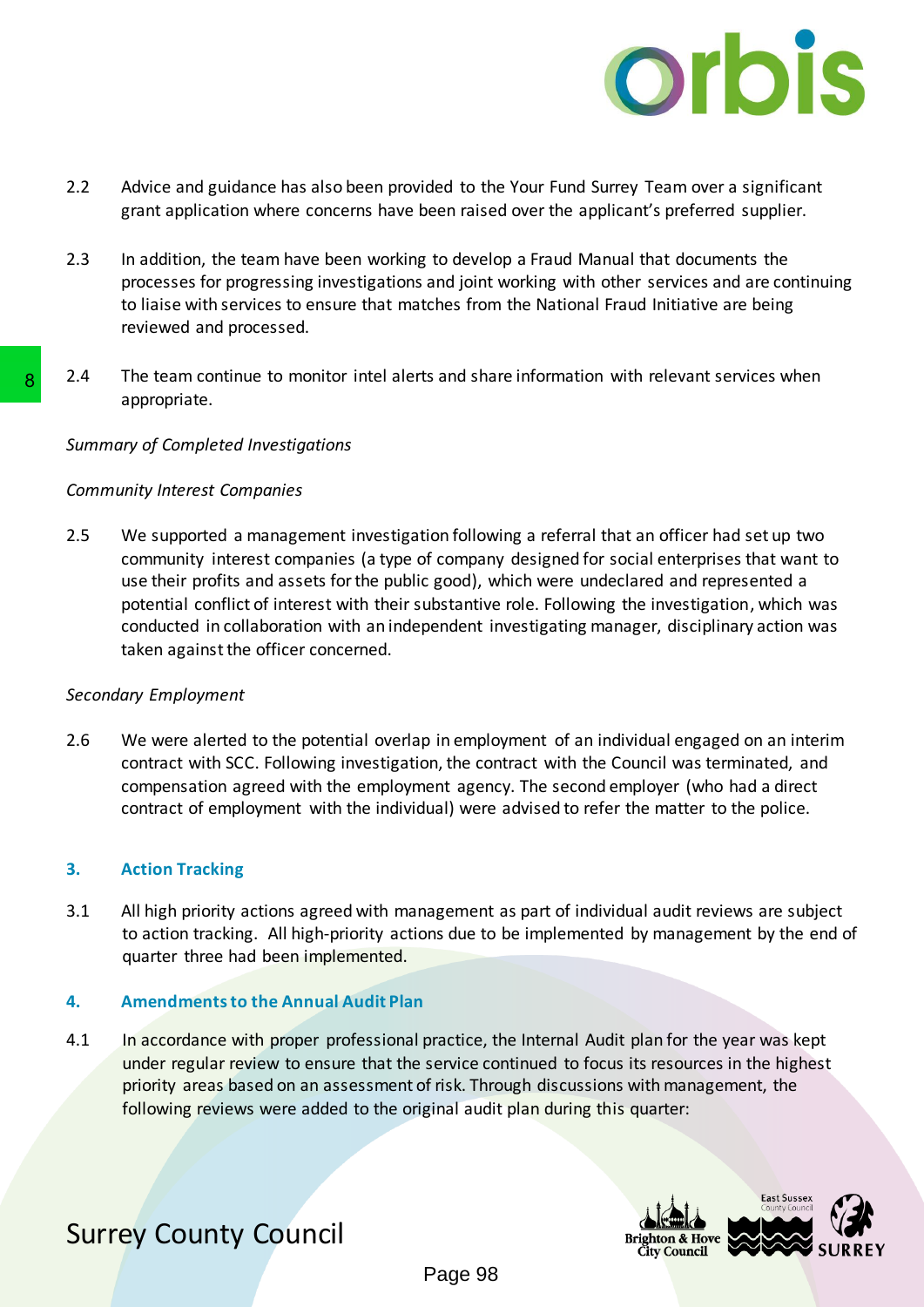2.2 Advice and guidance has also been provided to the Your Fund Surrey Team over a significant grant application where concerns have been raised over the applicant's preferred supplier.

2.3 In addition, the team have been working to develop a Fraud Manual that documents the processes for progressing investigations and joint working with other services and are continuing to liaise with services to ensure that matches from the National Fraud Initiative are being reviewed and processed.

2.4 The team continue to monitor intel alerts and share information with relevant services when appropriate.

*Summary of Completed Investigations*

*Community Interest Companies*

2.5 We supported a management investigation following a referral that an officer had set up two community interest companies (a type of company designed for social enterprises that want to use their profits and assets for the public good), which were undeclared and represented a potential conflict of interest with their substantive role. Following the investigation, which was conducted in collaboration with an independent investigating manager, disciplinary action was taken against the officer concerned.

*Secondary Employment*

2.6 We were alerted to the potential overlap in employment of an individual engaged on an interim contract with SCC. Following investigation, the contract with the Council was terminated, and compensation agreed with the employment agency. The second employer (who had a direct contract of employment with the individual) were advised to refer the matter to the police.

## 3. Action Tracking

3.1 All high priority actions agreed with management as part of individual audit reviews are subject to action tracking. All high-priority actions due to be implemented by management by the end of quarter three had been implemented.

## 4. Amendments to the Annual Audit Plan

4.1 In accordance with proper professional practice, the Internal Audit plan for the year was kept under regular review to ensure that the service continued to focus its resources in the highest priority areas based on an assessment of risk. Through discussions with management, the following reviews were added to the original audit plan during this quarter: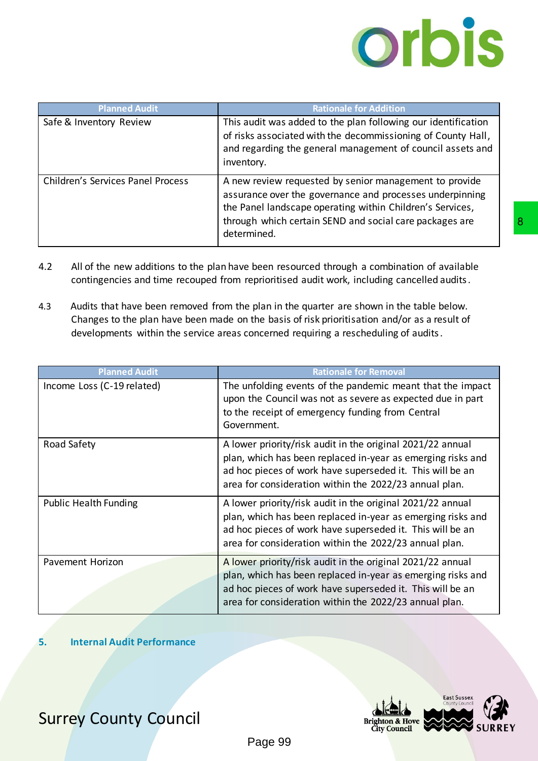| Planned Audit | Rationale for Addition |
|---|---|
| Safe & Inventory Review | This audit was added to the plan following our identification of risks associated with the decommissioning of County Hall, and regarding the general management of council assets and inventory. |
| Children's Services Panel Process | A new review requested by senior management to provide assurance over the governance and processes underpinning the Panel landscape operating within Children's Services, through which certain SEND and social care packages are determined. |

4.2 All of the new additions to the plan have been resourced through a combination of available contingencies and time recouped from reprioritised audit work, including cancelled audits.

4.3 Audits that have been removed from the plan in the quarter are shown in the table below. Changes to the plan have been made on the basis of risk prioritisation and/or as a result of developments within the service areas concerned requiring a rescheduling of audits.

| Planned Audit | Rationale for Removal |
|---|---|
| Income Loss (C-19 related) | The unfolding events of the pandemic meant that the impact upon the Council was not as severe as expected due in part to the receipt of emergency funding from Central Government. |
| Road Safety | A lower priority/risk audit in the original 2021/22 annual plan, which has been replaced in-year as emerging risks and ad hoc pieces of work have superseded it. This will be an area for consideration within the 2022/23 annual plan. |
| Public Health Funding | A lower priority/risk audit in the original 2021/22 annual plan, which has been replaced in-year as emerging risks and ad hoc pieces of work have superseded it. This will be an area for consideration within the 2022/23 annual plan. |
| Pavement Horizon | A lower priority/risk audit in the original 2021/22 annual plan, which has been replaced in-year as emerging risks and ad hoc pieces of work have superseded it. This will be an area for consideration within the 2022/23 annual plan. |

## 5. Internal Audit Performance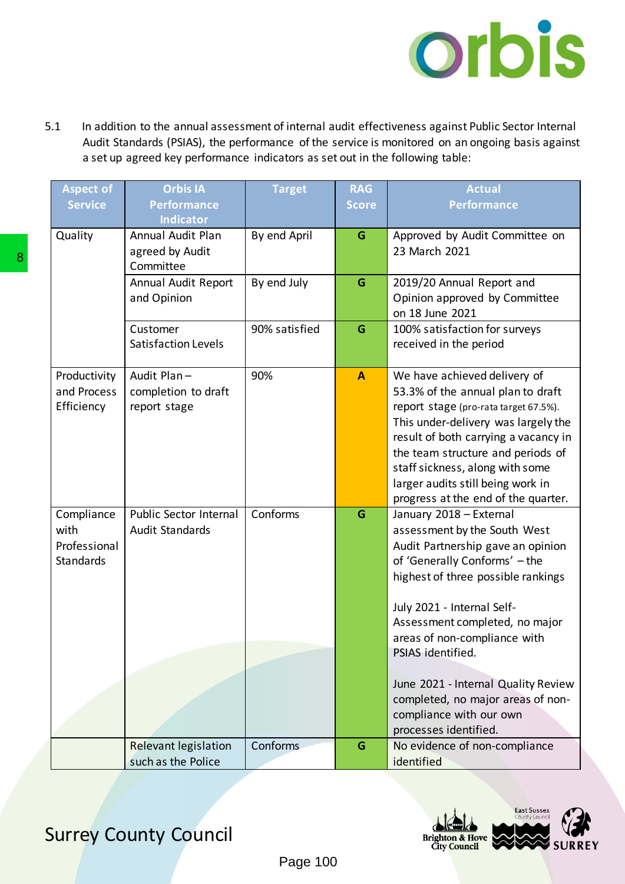5.1 In addition to the annual assessment of internal audit effectiveness against Public Sector Internal Audit Standards (PSIAS), the performance of the service is monitored on an ongoing basis against a set up agreed key performance indicators as set out in the following table:

| Aspect of Service | Orbis IA Performance Indicator | Target | RAG Score | Actual Performance |
|---|---|---|---|---|
| Quality | Annual Audit Plan agreed by Audit Committee | By end April | G | Approved by Audit Committee on 23 March 2021 |
| | Annual Audit Report and Opinion | By end July | G | 2019/20 Annual Report and Opinion approved by Committee on 18 June 2021 |
| | Customer Satisfaction Levels | 90% satisfied | G | 100% satisfaction for surveys received in the period |
| Productivity and Process Efficiency | Audit Plan – completion to draft report stage | 90% | A | We have achieved delivery of 53.3% of the annual plan to draft report stage (pro-rata target 67.5%). This under-delivery was largely the result of both carrying a vacancy in the team structure and periods of staff sickness, along with some larger audits still being work in progress at the end of the quarter. |
| Compliance with Professional Standards | Public Sector Internal Audit Standards | Conforms | G | January 2018 – External assessment by the South West Audit Partnership gave an opinion of 'Generally Conforms' – the highest of three possible rankings<br><br>July 2021 - Internal Self-Assessment completed, no major areas of non-compliance with PSIAS identified.<br><br>June 2021 - Internal Quality Review completed, no major areas of non-compliance with our own processes identified. |
| | Relevant legislation such as the Police | Conforms | G | No evidence of non-compliance identified |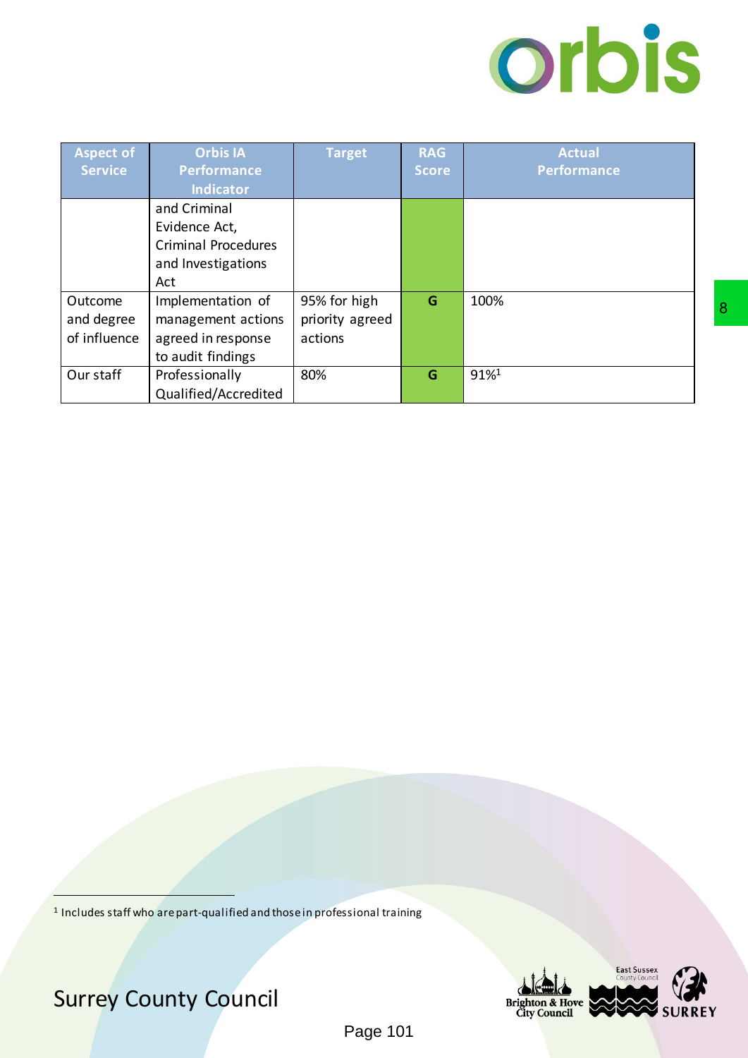| Aspect of Service | Orbis IA Performance Indicator | Target | RAG Score | Actual Performance |
|---|---|---|---|---|
| | and Criminal Evidence Act, Criminal Procedures and Investigations Act | | | |
| Outcome and degree of influence | Implementation of management actions agreed in response to audit findings | 95% for high priority agreed actions | G | 100% |
| Our staff | Professionally Qualified/Accredited | 80% | G | 91%[1] |

[1] Includes staff who are part-qualified and those in professional training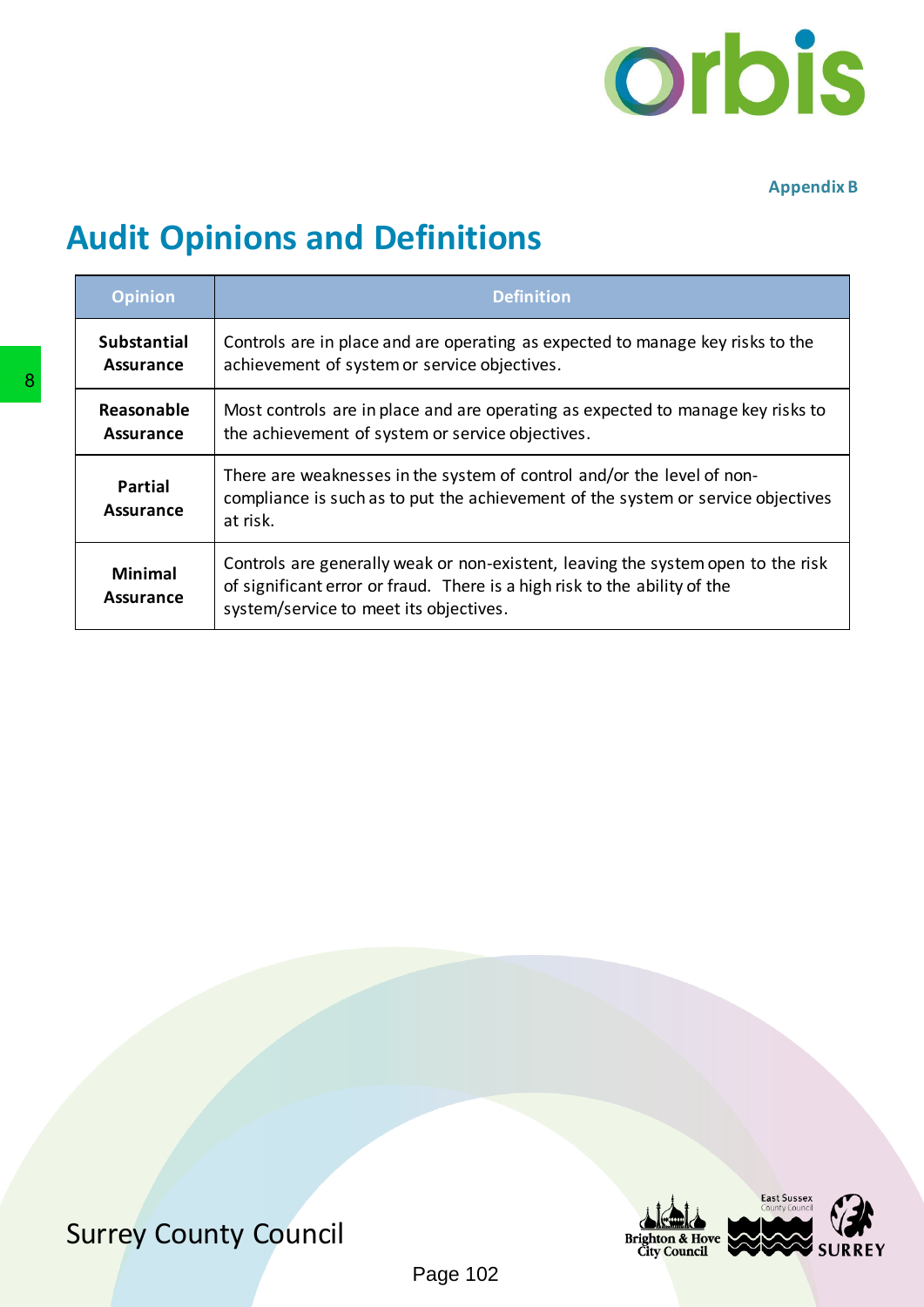Appendix B

# Audit Opinions and Definitions

| Opinion | Definition |
|---|---|
| **Substantial Assurance** | Controls are in place and are operating as expected to manage key risks to the achievement of system or service objectives. |
| **Reasonable Assurance** | Most controls are in place and are operating as expected to manage key risks to the achievement of system or service objectives. |
| **Partial Assurance** | There are weaknesses in the system of control and/or the level of non-compliance is such as to put the achievement of the system or service objectives at risk. |
| **Minimal Assurance** | Controls are generally weak or non-existent, leaving the system open to the risk of significant error or fraud. There is a high risk to the ability of the system/service to meet its objectives. |

Surrey County Council